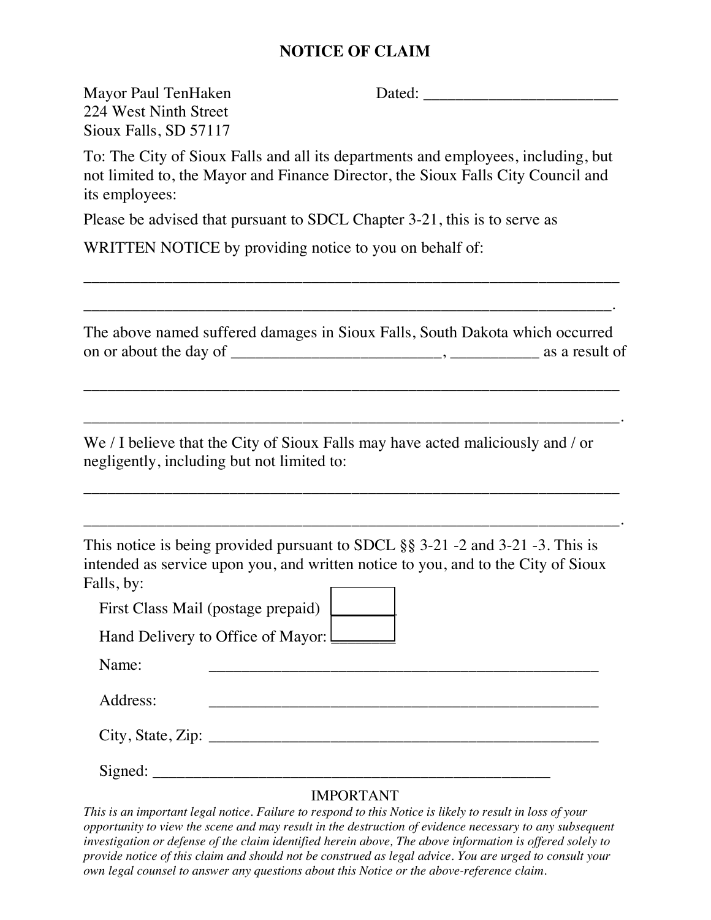# NOTICE OF CLAIM

Mayor Paul TenHaken
224 West Ninth Street
Sioux Falls, SD 57117

Dated: ________________________

To: The City of Sioux Falls and all its departments and employees, including, but not limited to, the Mayor and Finance Director, the Sioux Falls City Council and its employees:

Please be advised that pursuant to SDCL Chapter 3-21, this is to serve as

WRITTEN NOTICE by providing notice to you on behalf of:

_________________________________________________________________

_________________________________________________________________.

The above named suffered damages in Sioux Falls, South Dakota which occurred on or about the day of __________________________, ___________ as a result of

_________________________________________________________________

_________________________________________________________________.

We / I believe that the City of Sioux Falls may have acted maliciously and / or negligently, including but not limited to:

_________________________________________________________________

_________________________________________________________________.

This notice is being provided pursuant to SDCL §§ 3-21 -2 and 3-21 -3. This is intended as service upon you, and written notice to you, and to the City of Sioux Falls, by:

First Class Mail (postage prepaid) ☐

Hand Delivery to Office of Mayor: ☐

Name: _______________________________________________

Address: _______________________________________________

City, State, Zip: _______________________________________________

Signed: _______________________________________________

IMPORTANT

*This is an important legal notice. Failure to respond to this Notice is likely to result in loss of your opportunity to view the scene and may result in the destruction of evidence necessary to any subsequent investigation or defense of the claim identified herein above, The above information is offered solely to provide notice of this claim and should not be construed as legal advice. You are urged to consult your own legal counsel to answer any questions about this Notice or the above-reference claim.*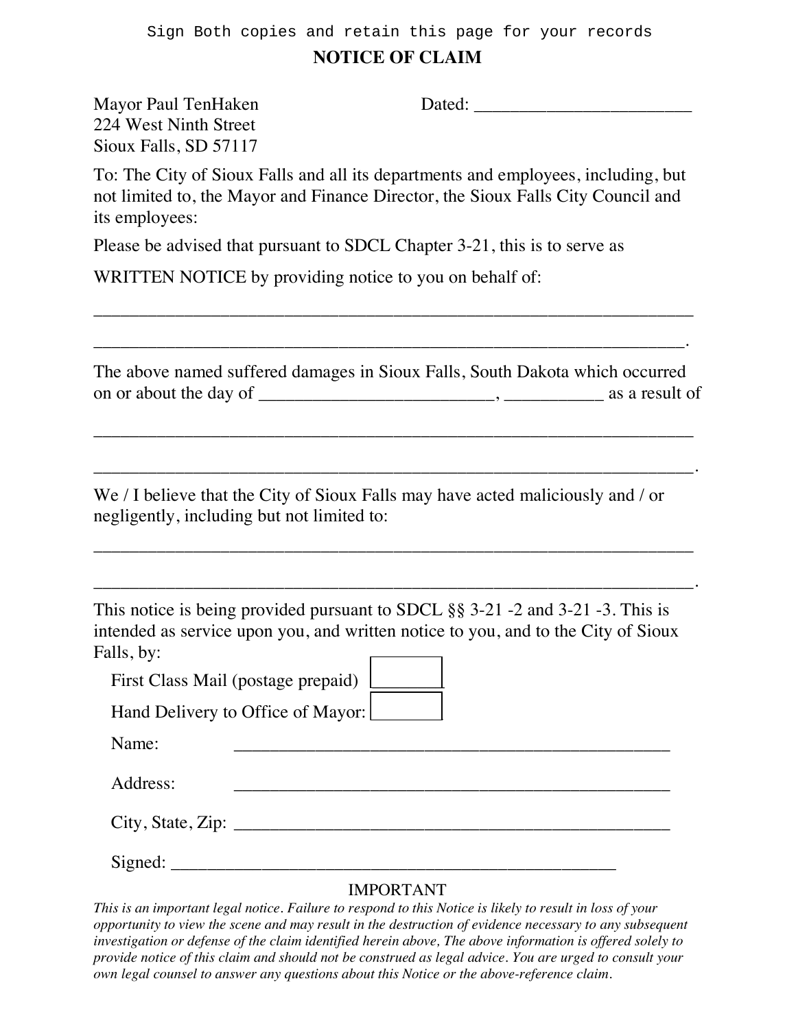Sign Both copies and retain this page for your records

# NOTICE OF CLAIM

Mayor Paul TenHaken
224 West Ninth Street
Sioux Falls, SD 57117

Dated: ________________________

To: The City of Sioux Falls and all its departments and employees, including, but not limited to, the Mayor and Finance Director, the Sioux Falls City Council and its employees:

Please be advised that pursuant to SDCL Chapter 3-21, this is to serve as

WRITTEN NOTICE by providing notice to you on behalf of:

_________________________________________________________________

_________________________________________________________________.

The above named suffered damages in Sioux Falls, South Dakota which occurred on or about the day of __________________________, ___________ as a result of

_________________________________________________________________

_________________________________________________________________.

We / I believe that the City of Sioux Falls may have acted maliciously and / or negligently, including but not limited to:

_________________________________________________________________

_________________________________________________________________.

This notice is being provided pursuant to SDCL §§ 3-21 -2 and 3-21 -3. This is intended as service upon you, and written notice to you, and to the City of Sioux Falls, by:

First Class Mail (postage prepaid) ☐

Hand Delivery to Office of Mayor: ☐

Name: _______________________________________________

Address: _______________________________________________

City, State, Zip: _______________________________________________

Signed: _______________________________________________

IMPORTANT

*This is an important legal notice. Failure to respond to this Notice is likely to result in loss of your opportunity to view the scene and may result in the destruction of evidence necessary to any subsequent investigation or defense of the claim identified herein above, The above information is offered solely to provide notice of this claim and should not be construed as legal advice. You are urged to consult your own legal counsel to answer any questions about this Notice or the above-reference claim.*